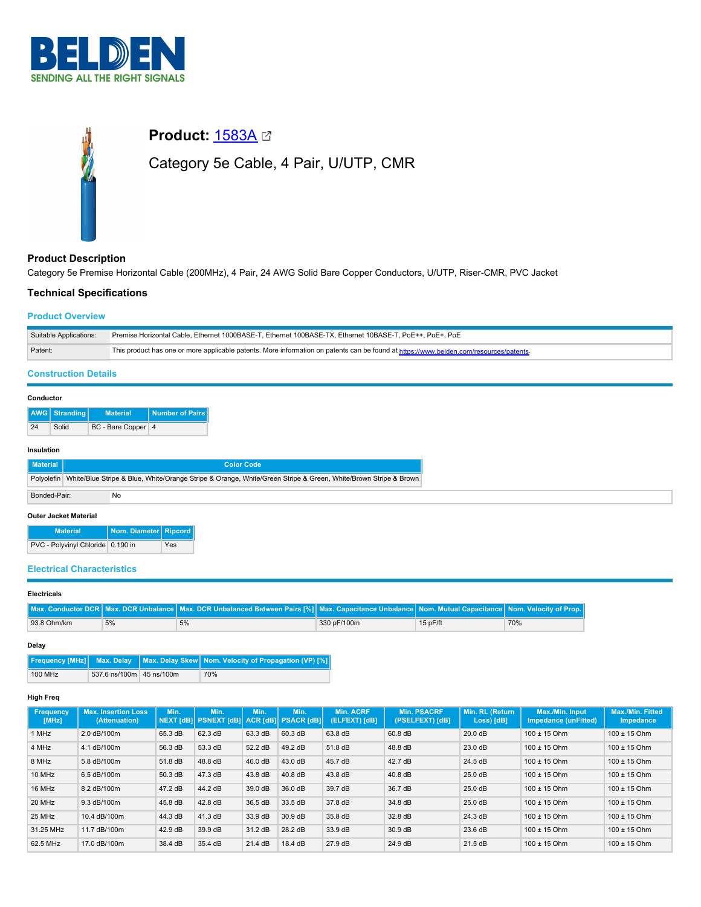# Product: [1583A](#)

## Category 5e Cable, 4 Pair, U/UTP, CMR

### Product Description

Category 5e Premise Horizontal Cable (200MHz), 4 Pair, 24 AWG Solid Bare Copper Conductors, U/UTP, Riser-CMR, PVC Jacket

### Technical Specifications

#### Product Overview

| Suitable Applications: | Premise Horizontal Cable, Ethernet 1000BASE-T, Ethernet 100BASE-TX, Ethernet 10BASE-T, PoE++, PoE+, PoE |
|---|---|
| Patent: | This product has one or more applicable patents. More information on patents can be found at [https://www.belden.com/resources/patents](https://www.belden.com/resources/patents). |

#### Construction Details

**Conductor**

| AWG | Stranding | Material | Number of Pairs |
|---|---|---|---|
| 24 | Solid | BC - Bare Copper | 4 |

**Insulation**

| Material | Color Code |
|---|---|
| Polyolefin | White/Blue Stripe & Blue, White/Orange Stripe & Orange, White/Green Stripe & Green, White/Brown Stripe & Brown |

| Bonded-Pair: | No |
|---|---|

**Outer Jacket Material**

| Material | Nom. Diameter | Ripcord |
|---|---|---|
| PVC - Polyvinyl Chloride | 0.190 in | Yes |

#### Electrical Characteristics

**Electricals**

| Max. Conductor DCR | Max. DCR Unbalance | Max. DCR Unbalanced Between Pairs [%] | Max. Capacitance Unbalance | Nom. Mutual Capacitance | Nom. Velocity of Prop. |
|---|---|---|---|---|---|
| 93.8 Ohm/km | 5% | 5% | 330 pF/100m | 15 pF/ft | 70% |

**Delay**

| Frequency [MHz] | Max. Delay | Max. Delay Skew | Nom. Velocity of Propagation (VP) [%] |
|---|---|---|---|
| 100 MHz | 537.6 ns/100m | 45 ns/100m | 70% |

**High Freq**

| Frequency [MHz] | Max. Insertion Loss (Attenuation) | Min. NEXT [dB] | Min. PSNEXT [dB] | Min. ACR [dB] | Min. PSACR [dB] | Min. ACRF (ELFEXT) [dB] | Min. PSACRF (PSELFEXT) [dB] | Min. RL (Return Loss) [dB] | Max./Min. Input Impedance (unFitted) | Max./Min. Fitted Impedance |
|---|---|---|---|---|---|---|---|---|---|---|
| 1 MHz | 2.0 dB/100m | 65.3 dB | 62.3 dB | 63.3 dB | 60.3 dB | 63.8 dB | 60.8 dB | 20.0 dB | 100 ± 15 Ohm | 100 ± 15 Ohm |
| 4 MHz | 4.1 dB/100m | 56.3 dB | 53.3 dB | 52.2 dB | 49.2 dB | 51.8 dB | 48.8 dB | 23.0 dB | 100 ± 15 Ohm | 100 ± 15 Ohm |
| 8 MHz | 5.8 dB/100m | 51.8 dB | 48.8 dB | 46.0 dB | 43.0 dB | 45.7 dB | 42.7 dB | 24.5 dB | 100 ± 15 Ohm | 100 ± 15 Ohm |
| 10 MHz | 6.5 dB/100m | 50.3 dB | 47.3 dB | 43.8 dB | 40.8 dB | 43.8 dB | 40.8 dB | 25.0 dB | 100 ± 15 Ohm | 100 ± 15 Ohm |
| 16 MHz | 8.2 dB/100m | 47.2 dB | 44.2 dB | 39.0 dB | 36.0 dB | 39.7 dB | 36.7 dB | 25.0 dB | 100 ± 15 Ohm | 100 ± 15 Ohm |
| 20 MHz | 9.3 dB/100m | 45.8 dB | 42.8 dB | 36.5 dB | 33.5 dB | 37.8 dB | 34.8 dB | 25.0 dB | 100 ± 15 Ohm | 100 ± 15 Ohm |
| 25 MHz | 10.4 dB/100m | 44.3 dB | 41.3 dB | 33.9 dB | 30.9 dB | 35.8 dB | 32.8 dB | 24.3 dB | 100 ± 15 Ohm | 100 ± 15 Ohm |
| 31.25 MHz | 11.7 dB/100m | 42.9 dB | 39.9 dB | 31.2 dB | 28.2 dB | 33.9 dB | 30.9 dB | 23.6 dB | 100 ± 15 Ohm | 100 ± 15 Ohm |
| 62.5 MHz | 17.0 dB/100m | 38.4 dB | 35.4 dB | 21.4 dB | 18.4 dB | 27.9 dB | 24.9 dB | 21.5 dB | 100 ± 15 Ohm | 100 ± 15 Ohm |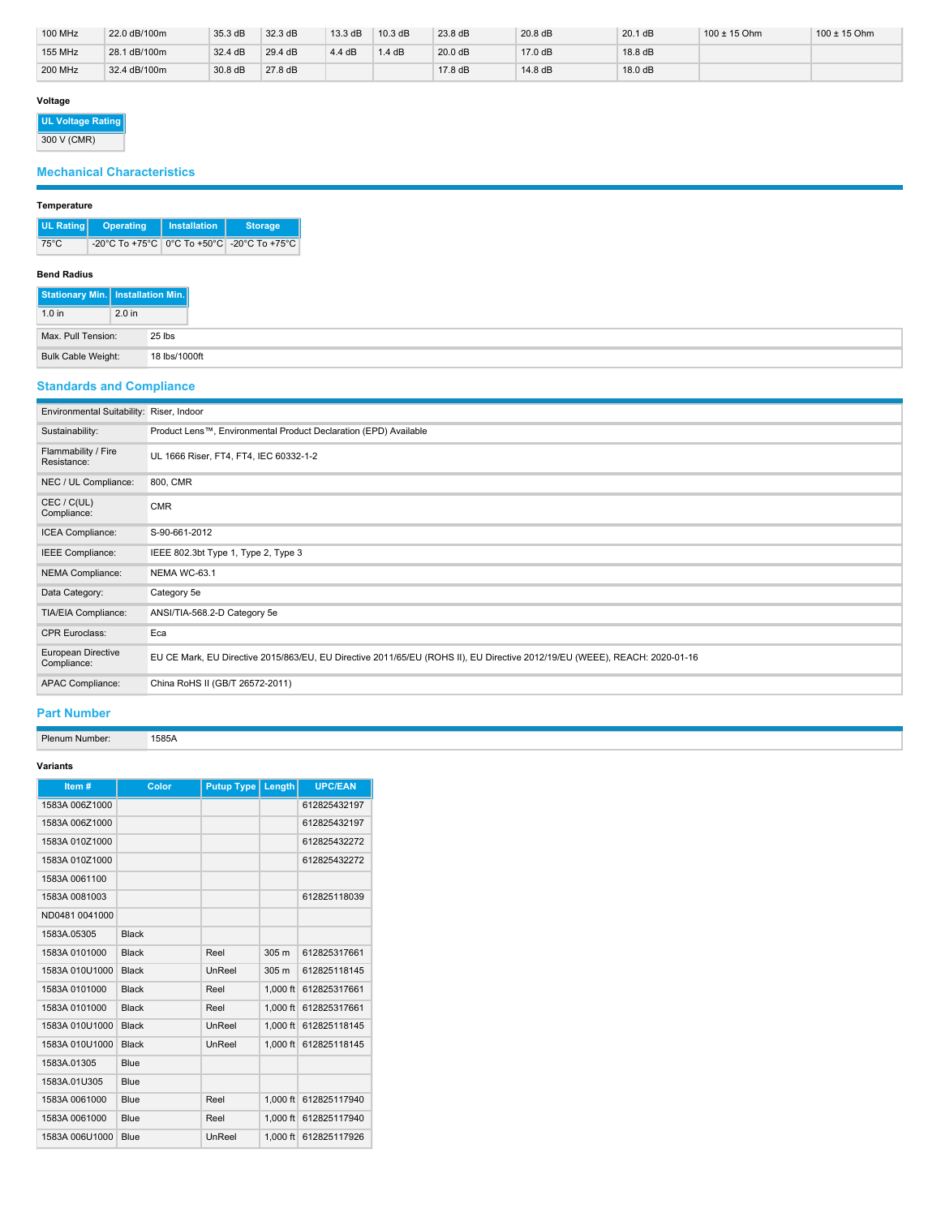| 100 MHz | 22.0 dB/100m | 35.3 dB | 32.3 dB | 13.3 dB | 10.3 dB | 23.8 dB | 20.8 dB | 20.1 dB | 100 ± 15 Ohm | 100 ± 15 Ohm |
|---|---|---|---|---|---|---|---|---|---|---|
| 155 MHz | 28.1 dB/100m | 32.4 dB | 29.4 dB | 4.4 dB | 1.4 dB | 20.0 dB | 17.0 dB | 18.8 dB | | |
| 200 MHz | 32.4 dB/100m | 30.8 dB | 27.8 dB | | | 17.8 dB | 14.8 dB | 18.0 dB | | |

#### Voltage

| UL Voltage Rating |
|---|
| 300 V (CMR) |

## Mechanical Characteristics

#### Temperature

| UL Rating | Operating | Installation | Storage |
|---|---|---|---|
| 75°C | -20°C To +75°C | 0°C To +50°C | -20°C To +75°C |

#### Bend Radius

| Stationary Min. | Installation Min. |
|---|---|
| 1.0 in | 2.0 in |

| | |
|---|---|
| Max. Pull Tension: | 25 lbs |
| Bulk Cable Weight: | 18 lbs/1000ft |

## Standards and Compliance

| | |
|---|---|
| Environmental Suitability: | Riser, Indoor |
| Sustainability: | Product Lens™, Environmental Product Declaration (EPD) Available |
| Flammability / Fire Resistance: | UL 1666 Riser, FT4, FT4, IEC 60332-1-2 |
| NEC / UL Compliance: | 800, CMR |
| CEC / C(UL) Compliance: | CMR |
| ICEA Compliance: | S-90-661-2012 |
| IEEE Compliance: | IEEE 802.3bt Type 1, Type 2, Type 3 |
| NEMA Compliance: | NEMA WC-63.1 |
| Data Category: | Category 5e |
| TIA/EIA Compliance: | ANSI/TIA-568.2-D Category 5e |
| CPR Euroclass: | Eca |
| European Directive Compliance: | EU CE Mark, EU Directive 2015/863/EU, EU Directive 2011/65/EU (ROHS II), EU Directive 2012/19/EU (WEEE), REACH: 2020-01-16 |
| APAC Compliance: | China RoHS II (GB/T 26572-2011) |

## Part Number

| | |
|---|---|
| Plenum Number: | 1585A |

#### Variants

| Item # | Color | Putup Type | Length | UPC/EAN |
|---|---|---|---|---|
| 1583A 006Z1000 | | | | 612825432197 |
| 1583A 006Z1000 | | | | 612825432197 |
| 1583A 010Z1000 | | | | 612825432272 |
| 1583A 010Z1000 | | | | 612825432272 |
| 1583A 0061100 | | | | |
| 1583A 0081003 | | | | 612825118039 |
| ND0481 0041000 | | | | |
| 1583A.05305 | Black | | | |
| 1583A 0101000 | Black | Reel | 305 m | 612825317661 |
| 1583A 010U1000 | Black | UnReel | 305 m | 612825118145 |
| 1583A 0101000 | Black | Reel | 1,000 ft | 612825317661 |
| 1583A 0101000 | Black | Reel | 1,000 ft | 612825317661 |
| 1583A 010U1000 | Black | UnReel | 1,000 ft | 612825118145 |
| 1583A 010U1000 | Black | UnReel | 1,000 ft | 612825118145 |
| 1583A.01305 | Blue | | | |
| 1583A.01U305 | Blue | | | |
| 1583A 0061000 | Blue | Reel | 1,000 ft | 612825117940 |
| 1583A 0061000 | Blue | Reel | 1,000 ft | 612825117940 |
| 1583A 006U1000 | Blue | UnReel | 1,000 ft | 612825117926 |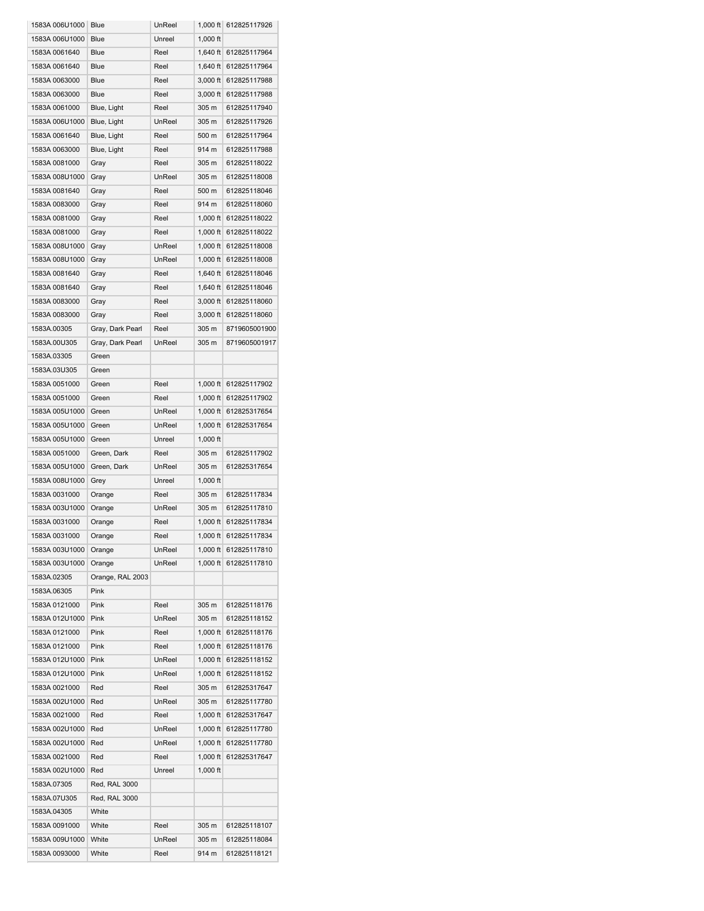| | | | | |
|---|---|---|---|---|
| 1583A 006U1000 | Blue | UnReel | 1,000 ft | 612825117926 |
| 1583A 006U1000 | Blue | Unreel | 1,000 ft | |
| 1583A 0061640 | Blue | Reel | 1,640 ft | 612825117964 |
| 1583A 0061640 | Blue | Reel | 1,640 ft | 612825117964 |
| 1583A 0063000 | Blue | Reel | 3,000 ft | 612825117988 |
| 1583A 0063000 | Blue | Reel | 3,000 ft | 612825117988 |
| 1583A 0061000 | Blue, Light | Reel | 305 m | 612825117940 |
| 1583A 006U1000 | Blue, Light | UnReel | 305 m | 612825117926 |
| 1583A 0061640 | Blue, Light | Reel | 500 m | 612825117964 |
| 1583A 0063000 | Blue, Light | Reel | 914 m | 612825117988 |
| 1583A 0081000 | Gray | Reel | 305 m | 612825118022 |
| 1583A 008U1000 | Gray | UnReel | 305 m | 612825118008 |
| 1583A 0081640 | Gray | Reel | 500 m | 612825118046 |
| 1583A 0083000 | Gray | Reel | 914 m | 612825118060 |
| 1583A 0081000 | Gray | Reel | 1,000 ft | 612825118022 |
| 1583A 0081000 | Gray | Reel | 1,000 ft | 612825118022 |
| 1583A 008U1000 | Gray | UnReel | 1,000 ft | 612825118008 |
| 1583A 008U1000 | Gray | UnReel | 1,000 ft | 612825118008 |
| 1583A 0081640 | Gray | Reel | 1,640 ft | 612825118046 |
| 1583A 0081640 | Gray | Reel | 1,640 ft | 612825118046 |
| 1583A 0083000 | Gray | Reel | 3,000 ft | 612825118060 |
| 1583A 0083000 | Gray | Reel | 3,000 ft | 612825118060 |
| 1583A.00305 | Gray, Dark Pearl | Reel | 305 m | 8719605001900 |
| 1583A.00U305 | Gray, Dark Pearl | UnReel | 305 m | 8719605001917 |
| 1583A.03305 | Green | | | |
| 1583A.03U305 | Green | | | |
| 1583A 0051000 | Green | Reel | 1,000 ft | 612825117902 |
| 1583A 0051000 | Green | Reel | 1,000 ft | 612825117902 |
| 1583A 005U1000 | Green | UnReel | 1,000 ft | 612825317654 |
| 1583A 005U1000 | Green | UnReel | 1,000 ft | 612825317654 |
| 1583A 005U1000 | Green | Unreel | 1,000 ft | |
| 1583A 0051000 | Green, Dark | Reel | 305 m | 612825117902 |
| 1583A 005U1000 | Green, Dark | UnReel | 305 m | 612825317654 |
| 1583A 008U1000 | Grey | Unreel | 1,000 ft | |
| 1583A 0031000 | Orange | Reel | 305 m | 612825117834 |
| 1583A 003U1000 | Orange | UnReel | 305 m | 612825117810 |
| 1583A 0031000 | Orange | Reel | 1,000 ft | 612825117834 |
| 1583A 0031000 | Orange | Reel | 1,000 ft | 612825117834 |
| 1583A 003U1000 | Orange | UnReel | 1,000 ft | 612825117810 |
| 1583A 003U1000 | Orange | UnReel | 1,000 ft | 612825117810 |
| 1583A.02305 | Orange, RAL 2003 | | | |
| 1583A.06305 | Pink | | | |
| 1583A 0121000 | Pink | Reel | 305 m | 612825118176 |
| 1583A 012U1000 | Pink | UnReel | 305 m | 612825118152 |
| 1583A 0121000 | Pink | Reel | 1,000 ft | 612825118176 |
| 1583A 0121000 | Pink | Reel | 1,000 ft | 612825118176 |
| 1583A 012U1000 | Pink | UnReel | 1,000 ft | 612825118152 |
| 1583A 012U1000 | Pink | UnReel | 1,000 ft | 612825118152 |
| 1583A 0021000 | Red | Reel | 305 m | 612825317647 |
| 1583A 002U1000 | Red | UnReel | 305 m | 612825117780 |
| 1583A 0021000 | Red | Reel | 1,000 ft | 612825317647 |
| 1583A 002U1000 | Red | UnReel | 1,000 ft | 612825117780 |
| 1583A 002U1000 | Red | UnReel | 1,000 ft | 612825117780 |
| 1583A 0021000 | Red | Reel | 1,000 ft | 612825317647 |
| 1583A 002U1000 | Red | Unreel | 1,000 ft | |
| 1583A.07305 | Red, RAL 3000 | | | |
| 1583A.07U305 | Red, RAL 3000 | | | |
| 1583A.04305 | White | | | |
| 1583A 0091000 | White | Reel | 305 m | 612825118107 |
| 1583A 009U1000 | White | UnReel | 305 m | 612825118084 |
| 1583A 0093000 | White | Reel | 914 m | 612825118121 |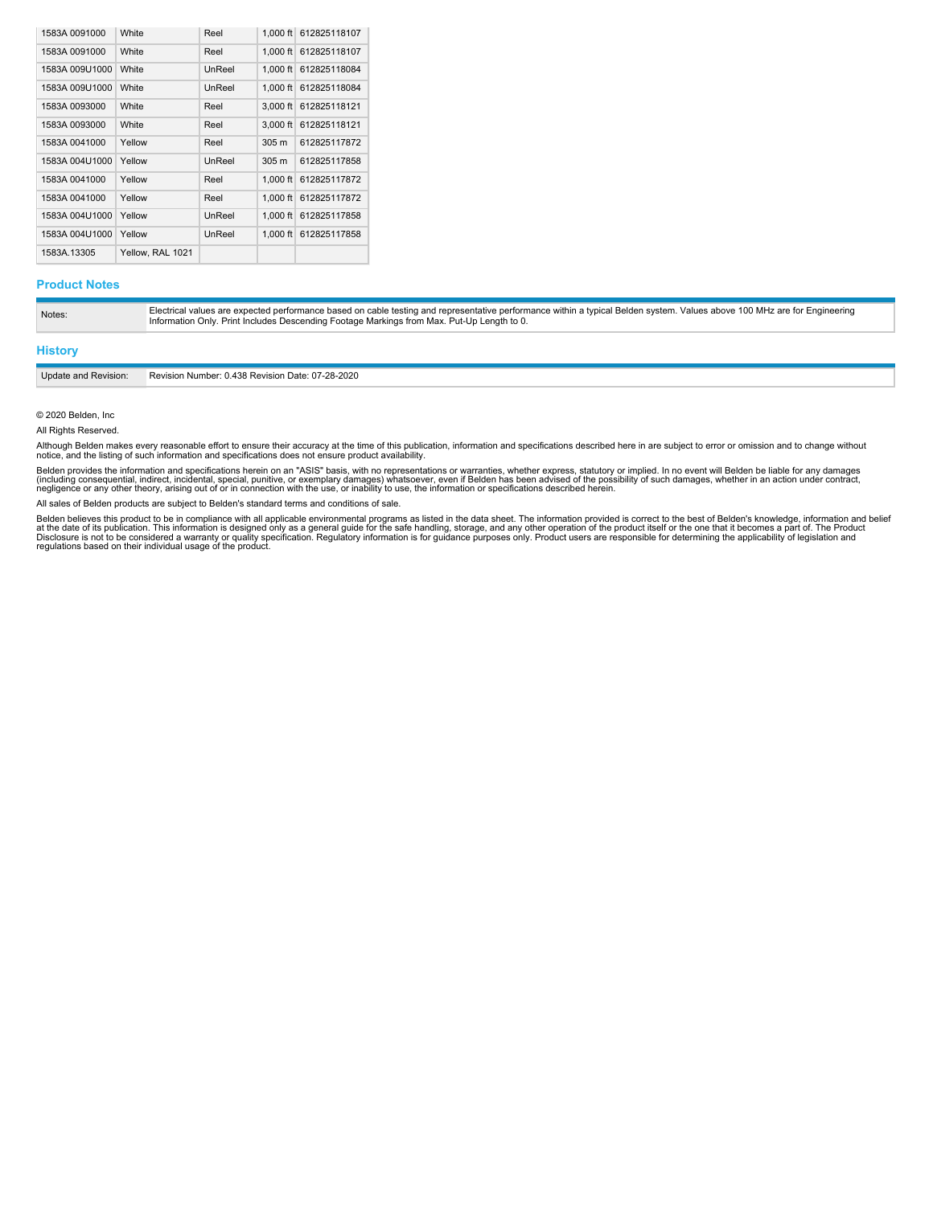| | | | | |
|---|---|---|---|---|
| 1583A 0091000 | White | Reel | 1,000 ft | 612825118107 |
| 1583A 0091000 | White | Reel | 1,000 ft | 612825118107 |
| 1583A 009U1000 | White | UnReel | 1,000 ft | 612825118084 |
| 1583A 009U1000 | White | UnReel | 1,000 ft | 612825118084 |
| 1583A 0093000 | White | Reel | 3,000 ft | 612825118121 |
| 1583A 0093000 | White | Reel | 3,000 ft | 612825118121 |
| 1583A 0041000 | Yellow | Reel | 305 m | 612825117872 |
| 1583A 004U1000 | Yellow | UnReel | 305 m | 612825117858 |
| 1583A 0041000 | Yellow | Reel | 1,000 ft | 612825117872 |
| 1583A 0041000 | Yellow | Reel | 1,000 ft | 612825117872 |
| 1583A 004U1000 | Yellow | UnReel | 1,000 ft | 612825117858 |
| 1583A 004U1000 | Yellow | UnReel | 1,000 ft | 612825117858 |
| 1583A.13305 | Yellow, RAL 1021 | | | |

## Product Notes

| | |
|---|---|
| Notes: | Electrical values are expected performance based on cable testing and representative performance within a typical Belden system. Values above 100 MHz are for Engineering Information Only. Print Includes Descending Footage Markings from Max. Put-Up Length to 0. |

## History

| | |
|---|---|
| Update and Revision: | Revision Number: 0.438 Revision Date: 07-28-2020 |

© 2020 Belden, Inc

All Rights Reserved.

Although Belden makes every reasonable effort to ensure their accuracy at the time of this publication, information and specifications described here in are subject to error or omission and to change without notice, and the listing of such information and specifications does not ensure product availability.

Belden provides the information and specifications herein on an "ASIS" basis, with no representations or warranties, whether express, statutory or implied. In no event will Belden be liable for any damages (including consequential, indirect, incidental, special, punitive, or exemplary damages) whatsoever, even if Belden has been advised of the possibility of such damages, whether in an action under contract, negligence or any other theory, arising out of or in connection with the use, or inability to use, the information or specifications described herein.

All sales of Belden products are subject to Belden's standard terms and conditions of sale.

Belden believes this product to be in compliance with all applicable environmental programs as listed in the data sheet. The information provided is correct to the best of Belden's knowledge, information and belief at the date of its publication. This information is designed only as a general guide for the safe handling, storage, and any other operation of the product itself or the one that it becomes a part of. The Product Disclosure is not to be considered a warranty or quality specification. Regulatory information is for guidance purposes only. Product users are responsible for determining the applicability of legislation and regulations based on their individual usage of the product.